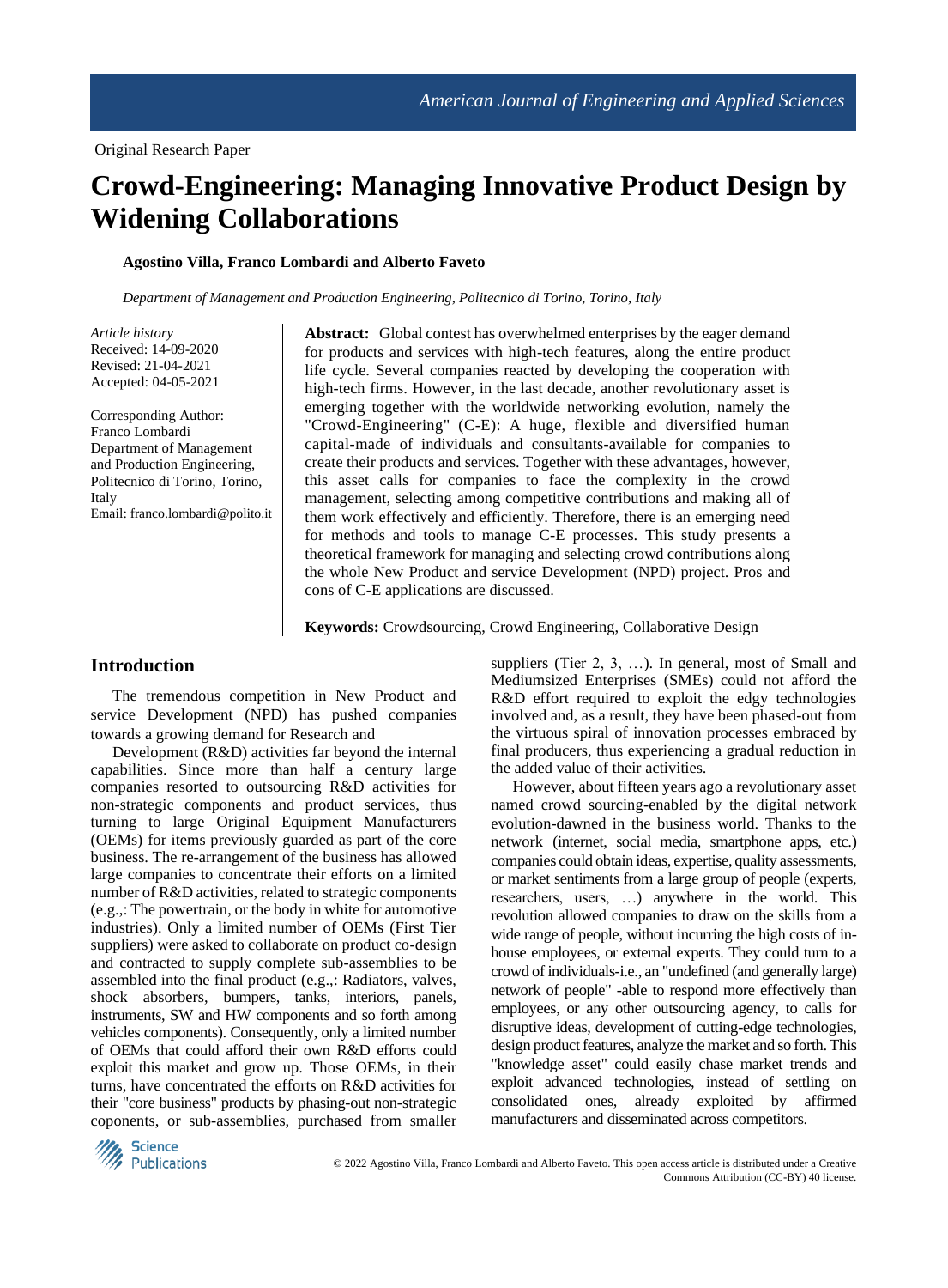Original Research Paper

# Crowd-Engineering: Managing Innovative Product Design by Widening Collaborations

**Agostino Villa, Franco Lombardi and Alberto Faveto**

*Department of Management and Production Engineering, Politecnico di Torino, Torino, Italy*

*Article history*
Received: 14-09-2020
Revised: 21-04-2021
Accepted: 04-05-2021

Corresponding Author:
Franco Lombardi
Department of Management and Production Engineering, Politecnico di Torino, Torino, Italy
Email: franco.lombardi@polito.it

**Abstract:** Global contest has overwhelmed enterprises by the eager demand for products and services with high-tech features, along the entire product life cycle. Several companies reacted by developing the cooperation with high-tech firms. However, in the last decade, another revolutionary asset is emerging together with the worldwide networking evolution, namely the "Crowd-Engineering" (C-E): A huge, flexible and diversified human capital-made of individuals and consultants-available for companies to create their products and services. Together with these advantages, however, this asset calls for companies to face the complexity in the crowd management, selecting among competitive contributions and making all of them work effectively and efficiently. Therefore, there is an emerging need for methods and tools to manage C-E processes. This study presents a theoretical framework for managing and selecting crowd contributions along the whole New Product and service Development (NPD) project. Pros and cons of C-E applications are discussed.

**Keywords:** Crowdsourcing, Crowd Engineering, Collaborative Design

## Introduction

The tremendous competition in New Product and service Development (NPD) has pushed companies towards a growing demand for Research and Development (R&D) activities far beyond the internal capabilities. Since more than half a century large companies resorted to outsourcing R&D activities for non-strategic components and product services, thus turning to large Original Equipment Manufacturers (OEMs) for items previously guarded as part of the core business. The re-arrangement of the business has allowed large companies to concentrate their efforts on a limited number of R&D activities, related to strategic components (e.g.,: The powertrain, or the body in white for automotive industries). Only a limited number of OEMs (First Tier suppliers) were asked to collaborate on product co-design and contracted to supply complete sub-assemblies to be assembled into the final product (e.g.,: Radiators, valves, shock absorbers, bumpers, tanks, interiors, panels, instruments, SW and HW components and so forth among vehicles components). Consequently, only a limited number of OEMs that could afford their own R&D efforts could exploit this market and grow up. Those OEMs, in their turns, have concentrated the efforts on R&D activities for their "core business" products by phasing-out non-strategic coponents, or sub-assemblies, purchased from smaller suppliers (Tier 2, 3, …). In general, most of Small and Mediumsized Enterprises (SMEs) could not afford the R&D effort required to exploit the edgy technologies involved and, as a result, they have been phased-out from the virtuous spiral of innovation processes embraced by final producers, thus experiencing a gradual reduction in the added value of their activities.

However, about fifteen years ago a revolutionary asset named crowd sourcing-enabled by the digital network evolution-dawned in the business world. Thanks to the network (internet, social media, smartphone apps, etc.) companies could obtain ideas, expertise, quality assessments, or market sentiments from a large group of people (experts, researchers, users, …) anywhere in the world. This revolution allowed companies to draw on the skills from a wide range of people, without incurring the high costs of in-house employees, or external experts. They could turn to a crowd of individuals-i.e., an "undefined (and generally large) network of people" -able to respond more effectively than employees, or any other outsourcing agency, to calls for disruptive ideas, development of cutting-edge technologies, design product features, analyze the market and so forth. This "knowledge asset" could easily chase market trends and exploit advanced technologies, instead of settling on consolidated ones, already exploited by affirmed manufacturers and disseminated across competitors.

© 2022 Agostino Villa, Franco Lombardi and Alberto Faveto. This open access article is distributed under a Creative Commons Attribution (CC-BY) 40 license.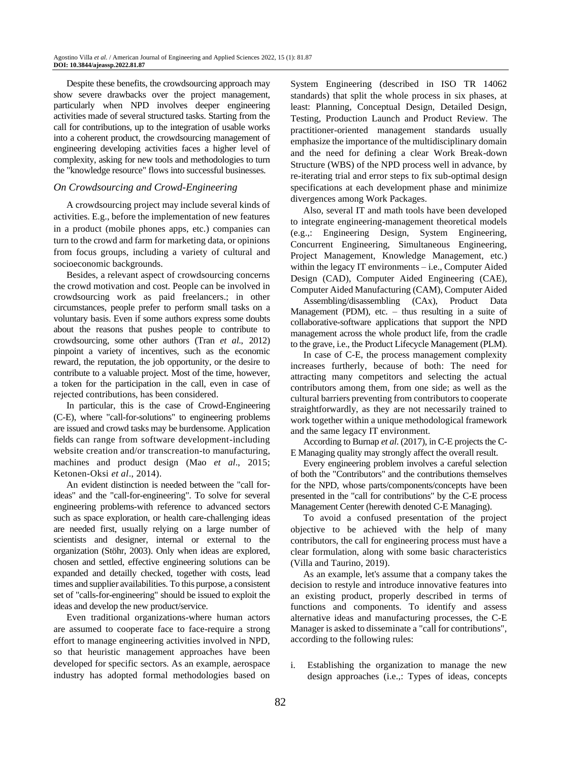Despite these benefits, the crowdsourcing approach may show severe drawbacks over the project management, particularly when NPD involves deeper engineering activities made of several structured tasks. Starting from the call for contributions, up to the integration of usable works into a coherent product, the crowdsourcing management of engineering developing activities faces a higher level of complexity, asking for new tools and methodologies to turn the "knowledge resource" flows into successful businesses.

### *On Crowdsourcing and Crowd-Engineering*

A crowdsourcing project may include several kinds of activities. E.g., before the implementation of new features in a product (mobile phones apps, etc.) companies can turn to the crowd and farm for marketing data, or opinions from focus groups, including a variety of cultural and socioeconomic backgrounds.

Besides, a relevant aspect of crowdsourcing concerns the crowd motivation and cost. People can be involved in crowdsourcing work as paid freelancers.; in other circumstances, people prefer to perform small tasks on a voluntary basis. Even if some authors express some doubts about the reasons that pushes people to contribute to crowdsourcing, some other authors (Tran *et al*., 2012) pinpoint a variety of incentives, such as the economic reward, the reputation, the job opportunity, or the desire to contribute to a valuable project. Most of the time, however, a token for the participation in the call, even in case of rejected contributions, has been considered.

In particular, this is the case of Crowd-Engineering (C-E), where "call-for-solutions" to engineering problems are issued and crowd tasks may be burdensome. Application fields can range from software development-including website creation and/or transcreation-to manufacturing, machines and product design (Mao *et al*., 2015; Ketonen-Oksi *et al*., 2014).

An evident distinction is needed between the "call for-ideas" and the "call-for-engineering". To solve for several engineering problems-with reference to advanced sectors such as space exploration, or health care-challenging ideas are needed first, usually relying on a large number of scientists and designer, internal or external to the organization (Stöhr, 2003). Only when ideas are explored, chosen and settled, effective engineering solutions can be expanded and detailly checked, together with costs, lead times and supplier availabilities. To this purpose, a consistent set of "calls-for-engineering" should be issued to exploit the ideas and develop the new product/service.

Even traditional organizations-where human actors are assumed to cooperate face to face-require a strong effort to manage engineering activities involved in NPD, so that heuristic management approaches have been developed for specific sectors. As an example, aerospace industry has adopted formal methodologies based on System Engineering (described in ISO TR 14062 standards) that split the whole process in six phases, at least: Planning, Conceptual Design, Detailed Design, Testing, Production Launch and Product Review. The practitioner-oriented management standards usually emphasize the importance of the multidisciplinary domain and the need for defining a clear Work Break-down Structure (WBS) of the NPD process well in advance, by re-iterating trial and error steps to fix sub-optimal design specifications at each development phase and minimize divergences among Work Packages.

Also, several IT and math tools have been developed to integrate engineering-management theoretical models (e.g.,: Engineering Design, System Engineering, Concurrent Engineering, Simultaneous Engineering, Project Management, Knowledge Management, etc.) within the legacy IT environments – i.e., Computer Aided Design (CAD), Computer Aided Engineering (CAE), Computer Aided Manufacturing (CAM), Computer Aided Assembling/disassembling (CAx), Product Data Management (PDM), etc. – thus resulting in a suite of collaborative-software applications that support the NPD management across the whole product life, from the cradle to the grave, i.e., the Product Lifecycle Management (PLM).

In case of C-E, the process management complexity increases furtherly, because of both: The need for attracting many competitors and selecting the actual contributors among them, from one side; as well as the cultural barriers preventing from contributors to cooperate straightforwardly, as they are not necessarily trained to work together within a unique methodological framework and the same legacy IT environment.

According to Burnap *et al*. (2017), in C-E projects the C-E Managing quality may strongly affect the overall result.

Every engineering problem involves a careful selection of both the "Contributors" and the contributions themselves for the NPD, whose parts/components/concepts have been presented in the "call for contributions" by the C-E process Management Center (herewith denoted C-E Managing).

To avoid a confused presentation of the project objective to be achieved with the help of many contributors, the call for engineering process must have a clear formulation, along with some basic characteristics (Villa and Taurino, 2019).

As an example, let's assume that a company takes the decision to restyle and introduce innovative features into an existing product, properly described in terms of functions and components. To identify and assess alternative ideas and manufacturing processes, the C-E Manager is asked to disseminate a "call for contributions", according to the following rules:

i. Establishing the organization to manage the new design approaches (i.e.,: Types of ideas, concepts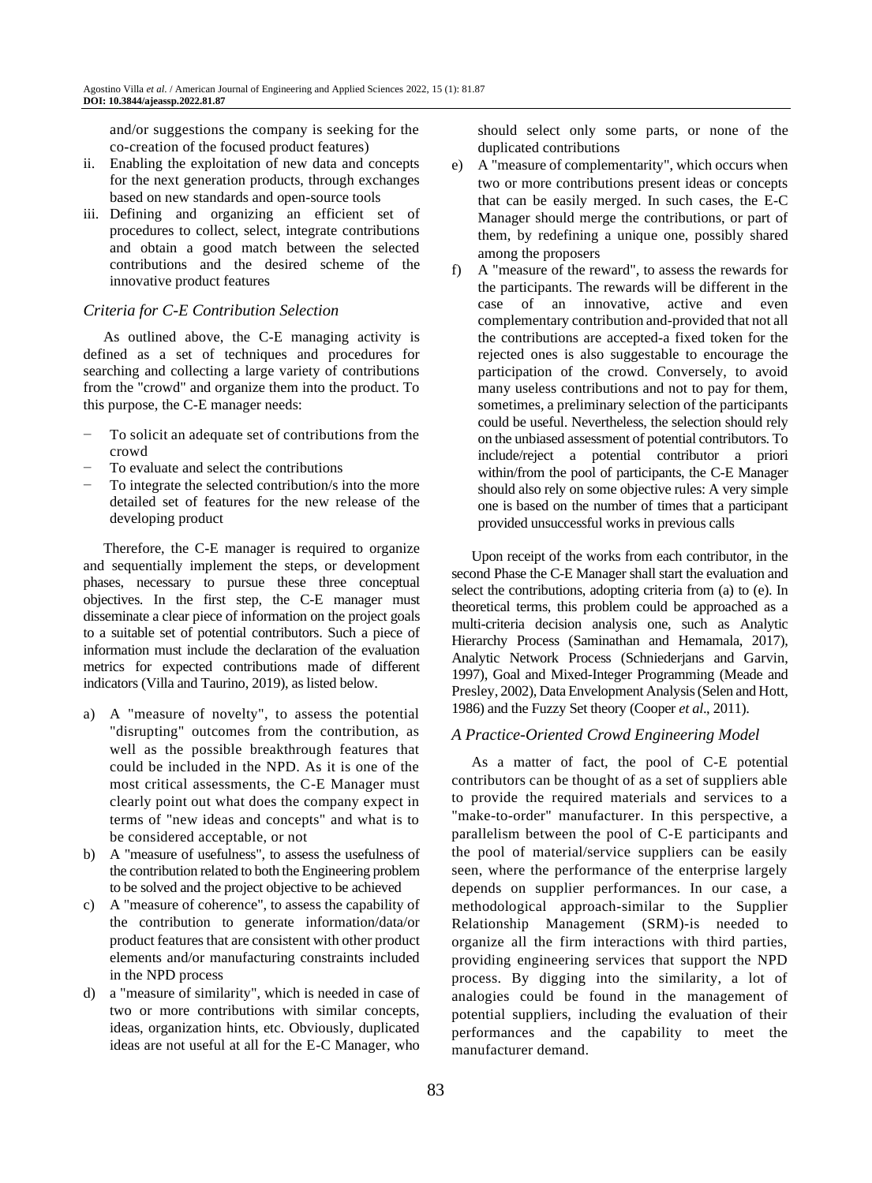and/or suggestions the company is seeking for the co-creation of the focused product features)

ii. Enabling the exploitation of new data and concepts for the next generation products, through exchanges based on new standards and open-source tools
iii. Defining and organizing an efficient set of procedures to collect, select, integrate contributions and obtain a good match between the selected contributions and the desired scheme of the innovative product features

### *Criteria for C-E Contribution Selection*

As outlined above, the C-E managing activity is defined as a set of techniques and procedures for searching and collecting a large variety of contributions from the "crowd" and organize them into the product. To this purpose, the C-E manager needs:

- To solicit an adequate set of contributions from the crowd
- To evaluate and select the contributions
- To integrate the selected contribution/s into the more detailed set of features for the new release of the developing product

Therefore, the C-E manager is required to organize and sequentially implement the steps, or development phases, necessary to pursue these three conceptual objectives. In the first step, the C-E manager must disseminate a clear piece of information on the project goals to a suitable set of potential contributors. Such a piece of information must include the declaration of the evaluation metrics for expected contributions made of different indicators (Villa and Taurino, 2019), as listed below.

a) A "measure of novelty", to assess the potential "disrupting" outcomes from the contribution, as well as the possible breakthrough features that could be included in the NPD. As it is one of the most critical assessments, the C-E Manager must clearly point out what does the company expect in terms of "new ideas and concepts" and what is to be considered acceptable, or not
b) A "measure of usefulness", to assess the usefulness of the contribution related to both the Engineering problem to be solved and the project objective to be achieved
c) A "measure of coherence", to assess the capability of the contribution to generate information/data/or product features that are consistent with other product elements and/or manufacturing constraints included in the NPD process
d) a "measure of similarity", which is needed in case of two or more contributions with similar concepts, ideas, organization hints, etc. Obviously, duplicated ideas are not useful at all for the E-C Manager, who should select only some parts, or none of the duplicated contributions
e) A "measure of complementarity", which occurs when two or more contributions present ideas or concepts that can be easily merged. In such cases, the E-C Manager should merge the contributions, or part of them, by redefining a unique one, possibly shared among the proposers
f) A "measure of the reward", to assess the rewards for the participants. The rewards will be different in the case of an innovative, active and even complementary contribution and-provided that not all the contributions are accepted-a fixed token for the rejected ones is also suggestable to encourage the participation of the crowd. Conversely, to avoid many useless contributions and not to pay for them, sometimes, a preliminary selection of the participants could be useful. Nevertheless, the selection should rely on the unbiased assessment of potential contributors. To include/reject a potential contributor a priori within/from the pool of participants, the C-E Manager should also rely on some objective rules: A very simple one is based on the number of times that a participant provided unsuccessful works in previous calls

Upon receipt of the works from each contributor, in the second Phase the C-E Manager shall start the evaluation and select the contributions, adopting criteria from (a) to (e). In theoretical terms, this problem could be approached as a multi-criteria decision analysis one, such as Analytic Hierarchy Process (Saminathan and Hemamala, 2017), Analytic Network Process (Schniederjans and Garvin, 1997), Goal and Mixed-Integer Programming (Meade and Presley, 2002), Data Envelopment Analysis (Selen and Hott, 1986) and the Fuzzy Set theory (Cooper *et al*., 2011).

### *A Practice-Oriented Crowd Engineering Model*

As a matter of fact, the pool of C-E potential contributors can be thought of as a set of suppliers able to provide the required materials and services to a "make-to-order" manufacturer. In this perspective, a parallelism between the pool of C-E participants and the pool of material/service suppliers can be easily seen, where the performance of the enterprise largely depends on supplier performances. In our case, a methodological approach-similar to the Supplier Relationship Management (SRM)-is needed to organize all the firm interactions with third parties, providing engineering services that support the NPD process. By digging into the similarity, a lot of analogies could be found in the management of potential suppliers, including the evaluation of their performances and the capability to meet the manufacturer demand.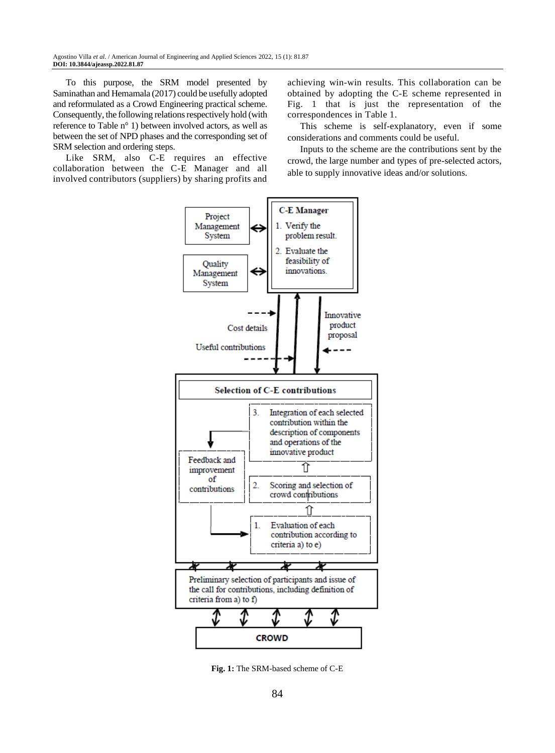To this purpose, the SRM model presented by Saminathan and Hemamala (2017) could be usefully adopted and reformulated as a Crowd Engineering practical scheme. Consequently, the following relations respectively hold (with reference to Table n° 1) between involved actors, as well as between the set of NPD phases and the corresponding set of SRM selection and ordering steps.

Like SRM, also C-E requires an effective collaboration between the C-E Manager and all involved contributors (suppliers) by sharing profits and achieving win-win results. This collaboration can be obtained by adopting the C-E scheme represented in Fig. 1 that is just the representation of the correspondences in Table 1.

This scheme is self-explanatory, even if some considerations and comments could be useful.

Inputs to the scheme are the contributions sent by the crowd, the large number and types of pre-selected actors, able to supply innovative ideas and/or solutions.

**Fig. 1:** The SRM-based scheme of C-E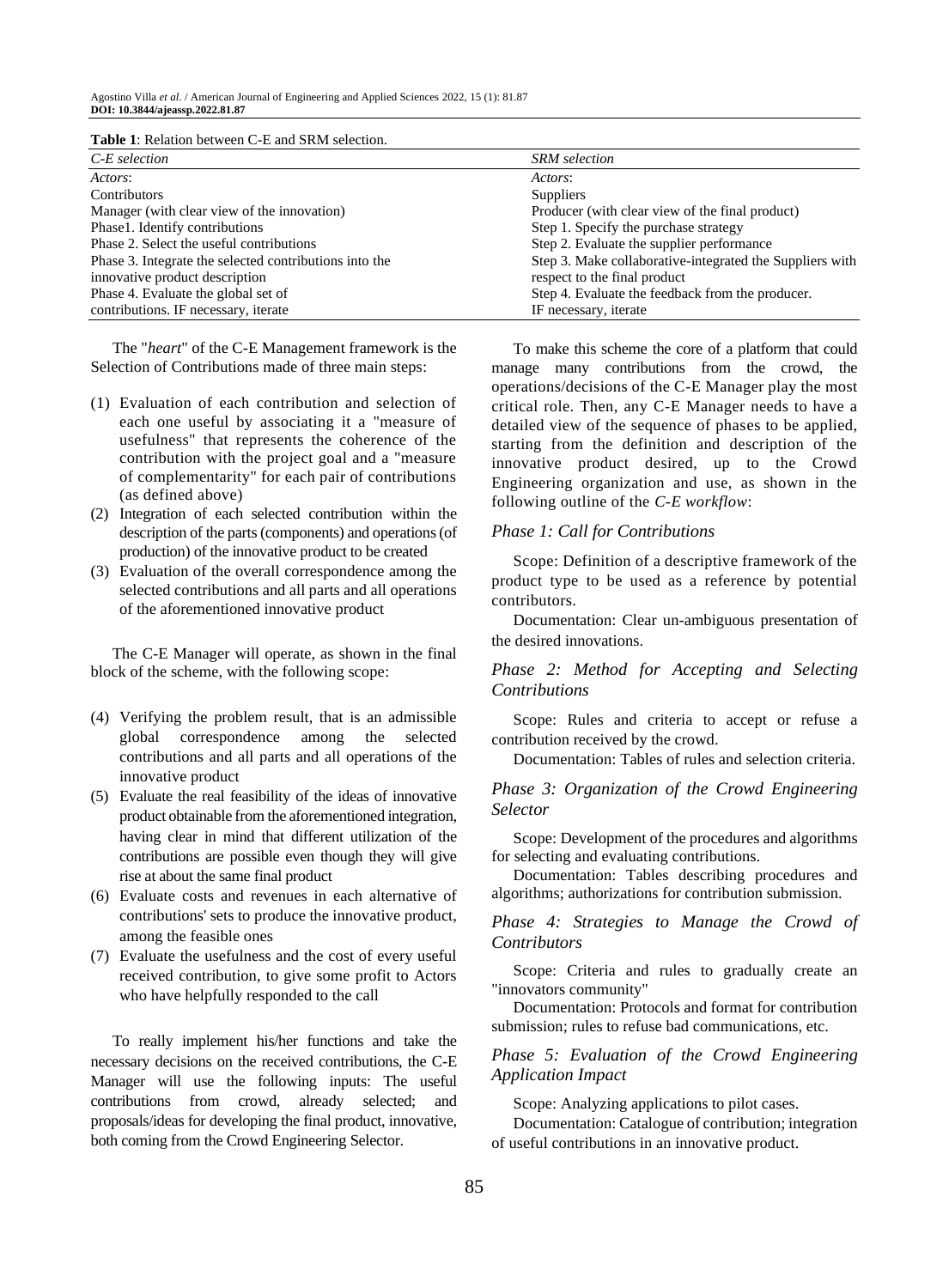**Table 1**: Relation between C-E and SRM selection.

| *C-E selection* | *SRM selection* |
|---|---|
| *Actors*: | *Actors*: |
| Contributors | Suppliers |
| Manager (with clear view of the innovation) | Producer (with clear view of the final product) |
| Phase1. Identify contributions | Step 1. Specify the purchase strategy |
| Phase 2. Select the useful contributions | Step 2. Evaluate the supplier performance |
| Phase 3. Integrate the selected contributions into the innovative product description | Step 3. Make collaborative-integrated the Suppliers with respect to the final product |
| Phase 4. Evaluate the global set of contributions. IF necessary, iterate | Step 4. Evaluate the feedback from the producer. IF necessary, iterate |

The "*heart*" of the C-E Management framework is the Selection of Contributions made of three main steps:

(1) Evaluation of each contribution and selection of each one useful by associating it a "measure of usefulness" that represents the coherence of the contribution with the project goal and a "measure of complementarity" for each pair of contributions (as defined above)
(2) Integration of each selected contribution within the description of the parts (components) and operations (of production) of the innovative product to be created
(3) Evaluation of the overall correspondence among the selected contributions and all parts and all operations of the aforementioned innovative product

The C-E Manager will operate, as shown in the final block of the scheme, with the following scope:

(4) Verifying the problem result, that is an admissible global correspondence among the selected contributions and all parts and all operations of the innovative product
(5) Evaluate the real feasibility of the ideas of innovative product obtainable from the aforementioned integration, having clear in mind that different utilization of the contributions are possible even though they will give rise at about the same final product
(6) Evaluate costs and revenues in each alternative of contributions' sets to produce the innovative product, among the feasible ones
(7) Evaluate the usefulness and the cost of every useful received contribution, to give some profit to Actors who have helpfully responded to the call

To really implement his/her functions and take the necessary decisions on the received contributions, the C-E Manager will use the following inputs: The useful contributions from crowd, already selected; and proposals/ideas for developing the final product, innovative, both coming from the Crowd Engineering Selector.

To make this scheme the core of a platform that could manage many contributions from the crowd, the operations/decisions of the C-E Manager play the most critical role. Then, any C-E Manager needs to have a detailed view of the sequence of phases to be applied, starting from the definition and description of the innovative product desired, up to the Crowd Engineering organization and use, as shown in the following outline of the *C-E workflow*:

### *Phase 1: Call for Contributions*

Scope: Definition of a descriptive framework of the product type to be used as a reference by potential contributors.

Documentation: Clear un-ambiguous presentation of the desired innovations.

### *Phase 2: Method for Accepting and Selecting Contributions*

Scope: Rules and criteria to accept or refuse a contribution received by the crowd.

Documentation: Tables of rules and selection criteria.

### *Phase 3: Organization of the Crowd Engineering Selector*

Scope: Development of the procedures and algorithms for selecting and evaluating contributions.

Documentation: Tables describing procedures and algorithms; authorizations for contribution submission.

### *Phase 4: Strategies to Manage the Crowd of Contributors*

Scope: Criteria and rules to gradually create an "innovators community"

Documentation: Protocols and format for contribution submission; rules to refuse bad communications, etc.

### *Phase 5: Evaluation of the Crowd Engineering Application Impact*

Scope: Analyzing applications to pilot cases.

Documentation: Catalogue of contribution; integration of useful contributions in an innovative product.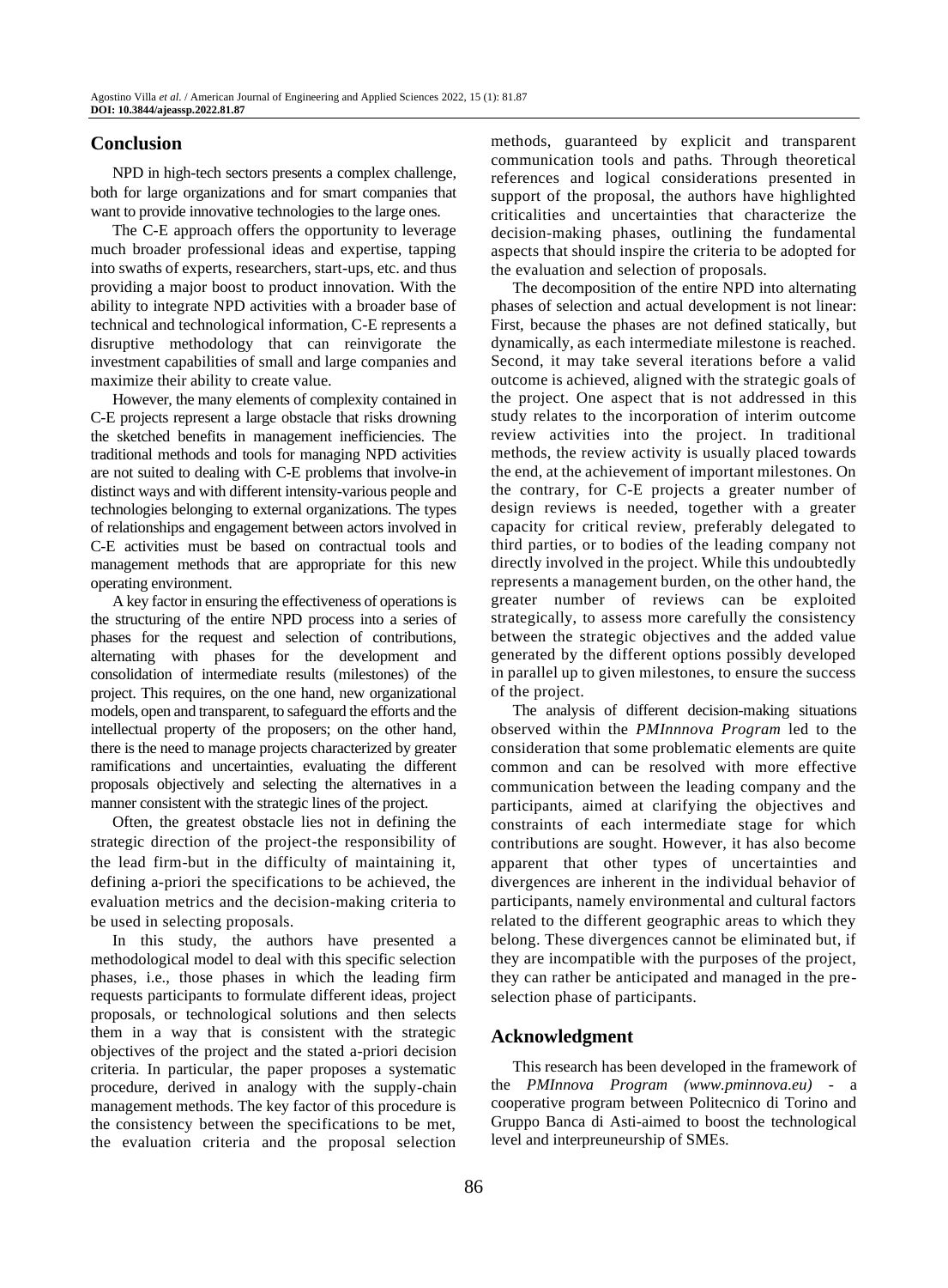## Conclusion

NPD in high-tech sectors presents a complex challenge, both for large organizations and for smart companies that want to provide innovative technologies to the large ones.

The C-E approach offers the opportunity to leverage much broader professional ideas and expertise, tapping into swaths of experts, researchers, start-ups, etc. and thus providing a major boost to product innovation. With the ability to integrate NPD activities with a broader base of technical and technological information, C-E represents a disruptive methodology that can reinvigorate the investment capabilities of small and large companies and maximize their ability to create value.

However, the many elements of complexity contained in C-E projects represent a large obstacle that risks drowning the sketched benefits in management inefficiencies. The traditional methods and tools for managing NPD activities are not suited to dealing with C-E problems that involve-in distinct ways and with different intensity-various people and technologies belonging to external organizations. The types of relationships and engagement between actors involved in C-E activities must be based on contractual tools and management methods that are appropriate for this new operating environment.

A key factor in ensuring the effectiveness of operations is the structuring of the entire NPD process into a series of phases for the request and selection of contributions, alternating with phases for the development and consolidation of intermediate results (milestones) of the project. This requires, on the one hand, new organizational models, open and transparent, to safeguard the efforts and the intellectual property of the proposers; on the other hand, there is the need to manage projects characterized by greater ramifications and uncertainties, evaluating the different proposals objectively and selecting the alternatives in a manner consistent with the strategic lines of the project.

Often, the greatest obstacle lies not in defining the strategic direction of the project-the responsibility of the lead firm-but in the difficulty of maintaining it, defining a-priori the specifications to be achieved, the evaluation metrics and the decision-making criteria to be used in selecting proposals.

In this study, the authors have presented a methodological model to deal with this specific selection phases, i.e., those phases in which the leading firm requests participants to formulate different ideas, project proposals, or technological solutions and then selects them in a way that is consistent with the strategic objectives of the project and the stated a-priori decision criteria. In particular, the paper proposes a systematic procedure, derived in analogy with the supply-chain management methods. The key factor of this procedure is the consistency between the specifications to be met, the evaluation criteria and the proposal selection methods, guaranteed by explicit and transparent communication tools and paths. Through theoretical references and logical considerations presented in support of the proposal, the authors have highlighted criticalities and uncertainties that characterize the decision-making phases, outlining the fundamental aspects that should inspire the criteria to be adopted for the evaluation and selection of proposals.

The decomposition of the entire NPD into alternating phases of selection and actual development is not linear: First, because the phases are not defined statically, but dynamically, as each intermediate milestone is reached. Second, it may take several iterations before a valid outcome is achieved, aligned with the strategic goals of the project. One aspect that is not addressed in this study relates to the incorporation of interim outcome review activities into the project. In traditional methods, the review activity is usually placed towards the end, at the achievement of important milestones. On the contrary, for C-E projects a greater number of design reviews is needed, together with a greater capacity for critical review, preferably delegated to third parties, or to bodies of the leading company not directly involved in the project. While this undoubtedly represents a management burden, on the other hand, the greater number of reviews can be exploited strategically, to assess more carefully the consistency between the strategic objectives and the added value generated by the different options possibly developed in parallel up to given milestones, to ensure the success of the project.

The analysis of different decision-making situations observed within the *PMInnnova Program* led to the consideration that some problematic elements are quite common and can be resolved with more effective communication between the leading company and the participants, aimed at clarifying the objectives and constraints of each intermediate stage for which contributions are sought. However, it has also become apparent that other types of uncertainties and divergences are inherent in the individual behavior of participants, namely environmental and cultural factors related to the different geographic areas to which they belong. These divergences cannot be eliminated but, if they are incompatible with the purposes of the project, they can rather be anticipated and managed in the pre-selection phase of participants.

## Acknowledgment

This research has been developed in the framework of the *PMInnova Program (www.pminnova.eu)* - a cooperative program between Politecnico di Torino and Gruppo Banca di Asti-aimed to boost the technological level and interpreuneurship of SMEs.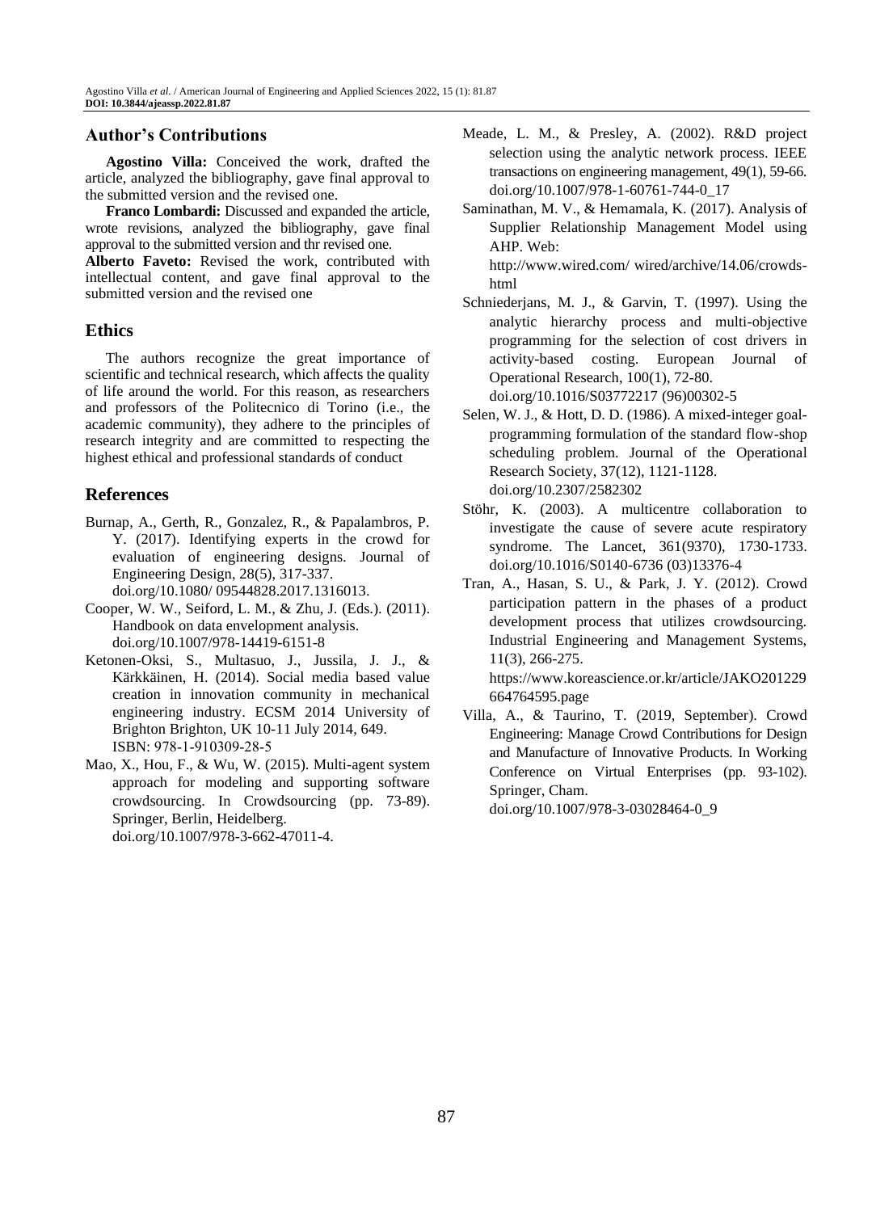## Author's Contributions

**Agostino Villa:** Conceived the work, drafted the article, analyzed the bibliography, gave final approval to the submitted version and the revised one.

**Franco Lombardi:** Discussed and expanded the article, wrote revisions, analyzed the bibliography, gave final approval to the submitted version and thr revised one.

**Alberto Faveto:** Revised the work, contributed with intellectual content, and gave final approval to the submitted version and the revised one

## Ethics

The authors recognize the great importance of scientific and technical research, which affects the quality of life around the world. For this reason, as researchers and professors of the Politecnico di Torino (i.e., the academic community), they adhere to the principles of research integrity and are committed to respecting the highest ethical and professional standards of conduct

## References

Burnap, A., Gerth, R., Gonzalez, R., & Papalambros, P. Y. (2017). Identifying experts in the crowd for evaluation of engineering designs. Journal of Engineering Design, 28(5), 317-337. doi.org/10.1080/ 09544828.2017.1316013.

Cooper, W. W., Seiford, L. M., & Zhu, J. (Eds.). (2011). Handbook on data envelopment analysis. doi.org/10.1007/978-14419-6151-8

Ketonen-Oksi, S., Multasuo, J., Jussila, J. J., & Kärkkäinen, H. (2014). Social media based value creation in innovation community in mechanical engineering industry. ECSM 2014 University of Brighton Brighton, UK 10-11 July 2014, 649. ISBN: 978-1-910309-28-5

Mao, X., Hou, F., & Wu, W. (2015). Multi-agent system approach for modeling and supporting software crowdsourcing. In Crowdsourcing (pp. 73-89). Springer, Berlin, Heidelberg. doi.org/10.1007/978-3-662-47011-4.

Meade, L. M., & Presley, A. (2002). R&D project selection using the analytic network process. IEEE transactions on engineering management, 49(1), 59-66. doi.org/10.1007/978-1-60761-744-0_17

Saminathan, M. V., & Hemamala, K. (2017). Analysis of Supplier Relationship Management Model using AHP. Web: http://www.wired.com/ wired/archive/14.06/crowds-html

Schniederjans, M. J., & Garvin, T. (1997). Using the analytic hierarchy process and multi-objective programming for the selection of cost drivers in activity-based costing. European Journal of Operational Research, 100(1), 72-80. doi.org/10.1016/S03772217 (96)00302-5

Selen, W. J., & Hott, D. D. (1986). A mixed-integer goal-programming formulation of the standard flow-shop scheduling problem. Journal of the Operational Research Society, 37(12), 1121-1128. doi.org/10.2307/2582302

Stöhr, K. (2003). A multicentre collaboration to investigate the cause of severe acute respiratory syndrome. The Lancet, 361(9370), 1730-1733. doi.org/10.1016/S0140-6736 (03)13376-4

Tran, A., Hasan, S. U., & Park, J. Y. (2012). Crowd participation pattern in the phases of a product development process that utilizes crowdsourcing. Industrial Engineering and Management Systems, 11(3), 266-275. https://www.koreascience.or.kr/article/JAKO201229664764595.page

Villa, A., & Taurino, T. (2019, September). Crowd Engineering: Manage Crowd Contributions for Design and Manufacture of Innovative Products. In Working Conference on Virtual Enterprises (pp. 93-102). Springer, Cham. doi.org/10.1007/978-3-03028464-0_9